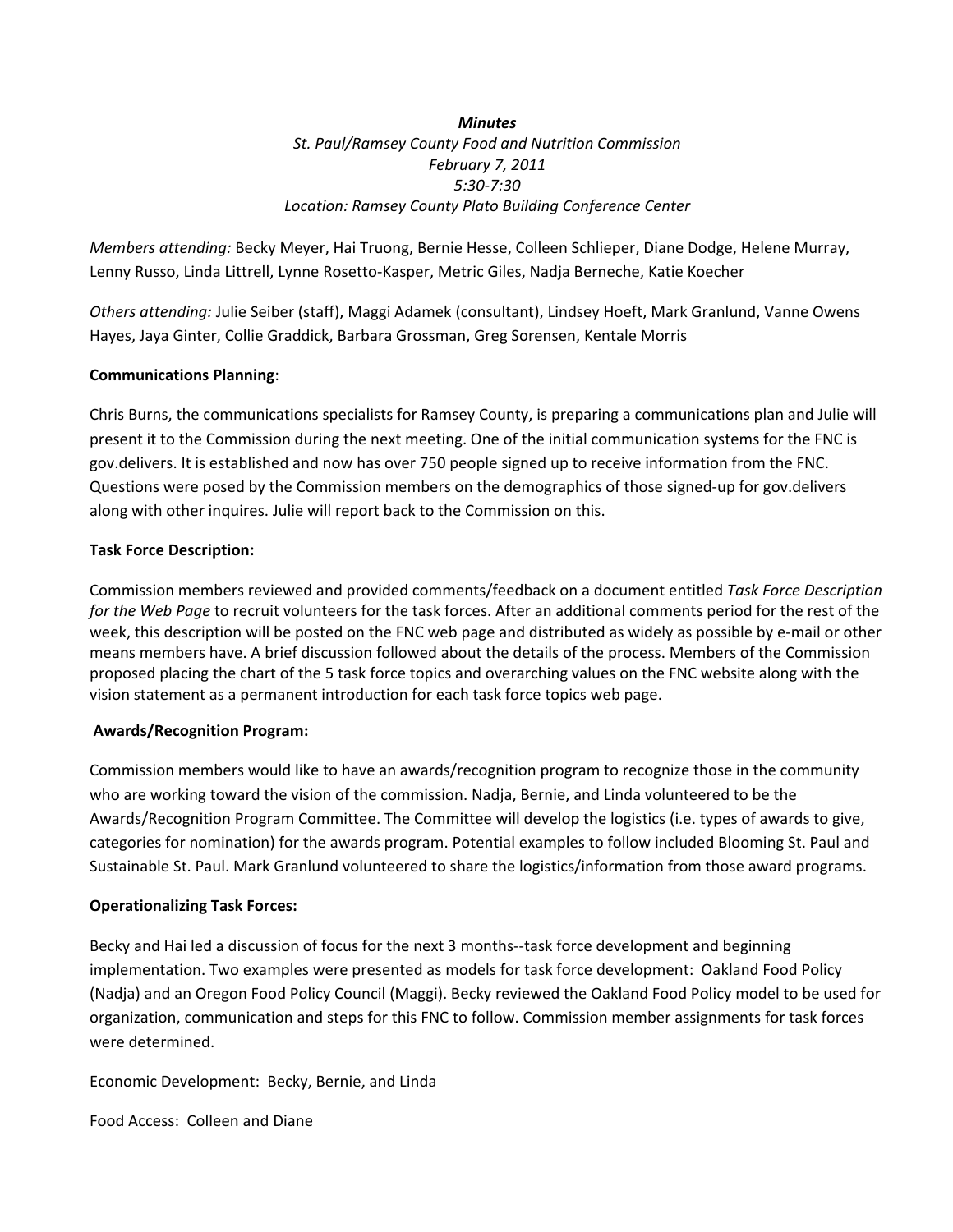***Minutes***

*St. Paul/Ramsey County Food and Nutrition Commission*

*February 7, 2011*

*5:30-7:30*

*Location: Ramsey County Plato Building Conference Center*

*Members attending:* Becky Meyer, Hai Truong, Bernie Hesse, Colleen Schlieper, Diane Dodge, Helene Murray, Lenny Russo, Linda Littrell, Lynne Rosetto-Kasper, Metric Giles, Nadja Berneche, Katie Koecher

*Others attending:* Julie Seiber (staff), Maggi Adamek (consultant), Lindsey Hoeft, Mark Granlund, Vanne Owens Hayes, Jaya Ginter, Collie Graddick, Barbara Grossman, Greg Sorensen, Kentale Morris

**Communications Planning**:

Chris Burns, the communications specialists for Ramsey County, is preparing a communications plan and Julie will present it to the Commission during the next meeting. One of the initial communication systems for the FNC is gov.delivers. It is established and now has over 750 people signed up to receive information from the FNC. Questions were posed by the Commission members on the demographics of those signed-up for gov.delivers along with other inquires. Julie will report back to the Commission on this.

**Task Force Description:**

Commission members reviewed and provided comments/feedback on a document entitled *Task Force Description for the Web Page* to recruit volunteers for the task forces. After an additional comments period for the rest of the week, this description will be posted on the FNC web page and distributed as widely as possible by e-mail or other means members have. A brief discussion followed about the details of the process. Members of the Commission proposed placing the chart of the 5 task force topics and overarching values on the FNC website along with the vision statement as a permanent introduction for each task force topics web page.

**Awards/Recognition Program:**

Commission members would like to have an awards/recognition program to recognize those in the community who are working toward the vision of the commission. Nadja, Bernie, and Linda volunteered to be the Awards/Recognition Program Committee. The Committee will develop the logistics (i.e. types of awards to give, categories for nomination) for the awards program. Potential examples to follow included Blooming St. Paul and Sustainable St. Paul. Mark Granlund volunteered to share the logistics/information from those award programs.

**Operationalizing Task Forces:**

Becky and Hai led a discussion of focus for the next 3 months--task force development and beginning implementation. Two examples were presented as models for task force development: Oakland Food Policy (Nadja) and an Oregon Food Policy Council (Maggi). Becky reviewed the Oakland Food Policy model to be used for organization, communication and steps for this FNC to follow. Commission member assignments for task forces were determined.

Economic Development: Becky, Bernie, and Linda

Food Access: Colleen and Diane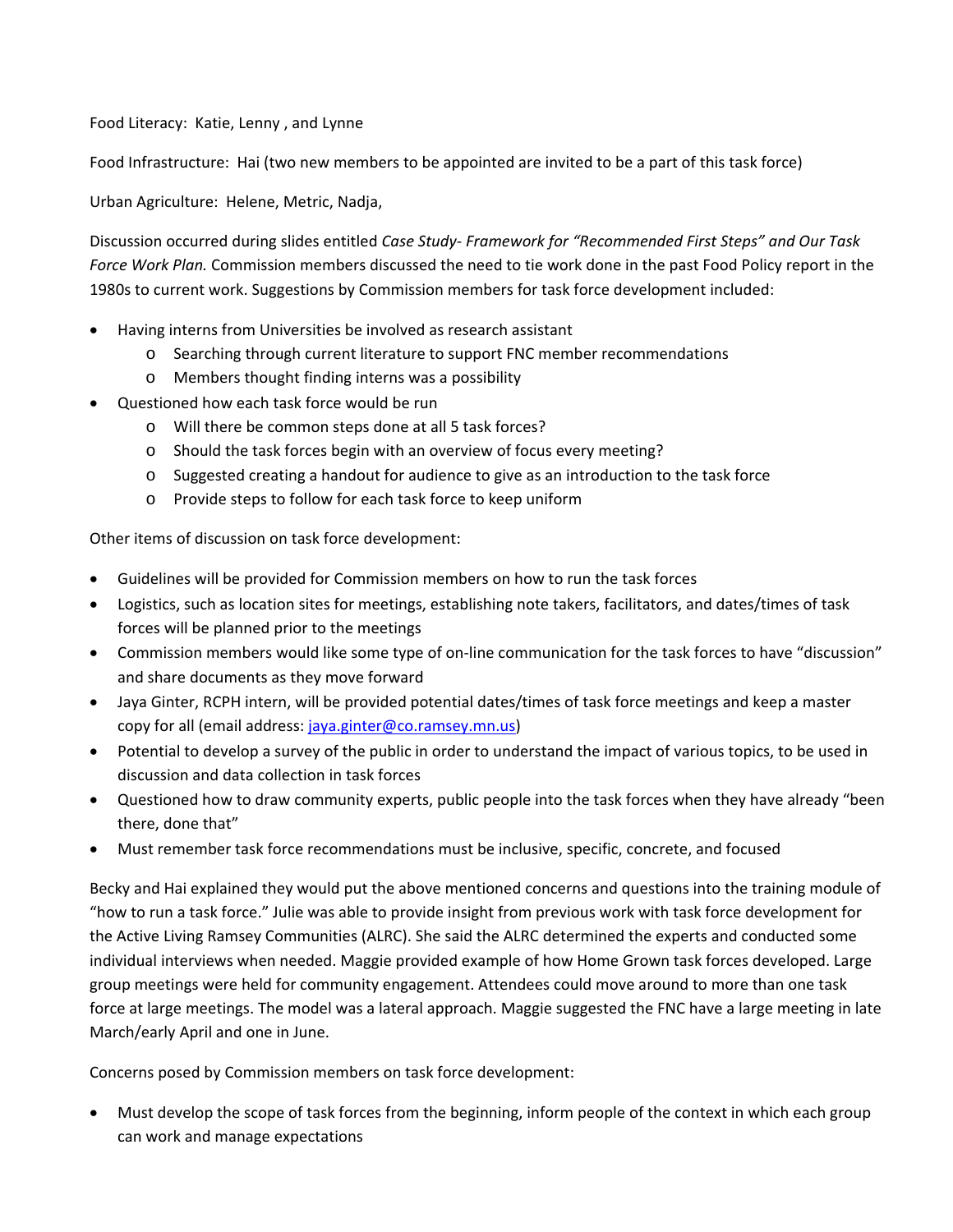Food Literacy: Katie, Lenny , and Lynne

Food Infrastructure: Hai (two new members to be appointed are invited to be a part of this task force)

Urban Agriculture: Helene, Metric, Nadja,

Discussion occurred during slides entitled *Case Study- Framework for "Recommended First Steps" and Our Task Force Work Plan.* Commission members discussed the need to tie work done in the past Food Policy report in the 1980s to current work. Suggestions by Commission members for task force development included:

- Having interns from Universities be involved as research assistant
  - Searching through current literature to support FNC member recommendations
  - Members thought finding interns was a possibility
- Questioned how each task force would be run
  - Will there be common steps done at all 5 task forces?
  - Should the task forces begin with an overview of focus every meeting?
  - Suggested creating a handout for audience to give as an introduction to the task force
  - Provide steps to follow for each task force to keep uniform

Other items of discussion on task force development:

- Guidelines will be provided for Commission members on how to run the task forces
- Logistics, such as location sites for meetings, establishing note takers, facilitators, and dates/times of task forces will be planned prior to the meetings
- Commission members would like some type of on-line communication for the task forces to have "discussion" and share documents as they move forward
- Jaya Ginter, RCPH intern, will be provided potential dates/times of task force meetings and keep a master copy for all (email address: [jaya.ginter@co.ramsey.mn.us](mailto:jaya.ginter@co.ramsey.mn.us))
- Potential to develop a survey of the public in order to understand the impact of various topics, to be used in discussion and data collection in task forces
- Questioned how to draw community experts, public people into the task forces when they have already "been there, done that"
- Must remember task force recommendations must be inclusive, specific, concrete, and focused

Becky and Hai explained they would put the above mentioned concerns and questions into the training module of "how to run a task force." Julie was able to provide insight from previous work with task force development for the Active Living Ramsey Communities (ALRC). She said the ALRC determined the experts and conducted some individual interviews when needed. Maggie provided example of how Home Grown task forces developed. Large group meetings were held for community engagement. Attendees could move around to more than one task force at large meetings. The model was a lateral approach. Maggie suggested the FNC have a large meeting in late March/early April and one in June.

Concerns posed by Commission members on task force development:

- Must develop the scope of task forces from the beginning, inform people of the context in which each group can work and manage expectations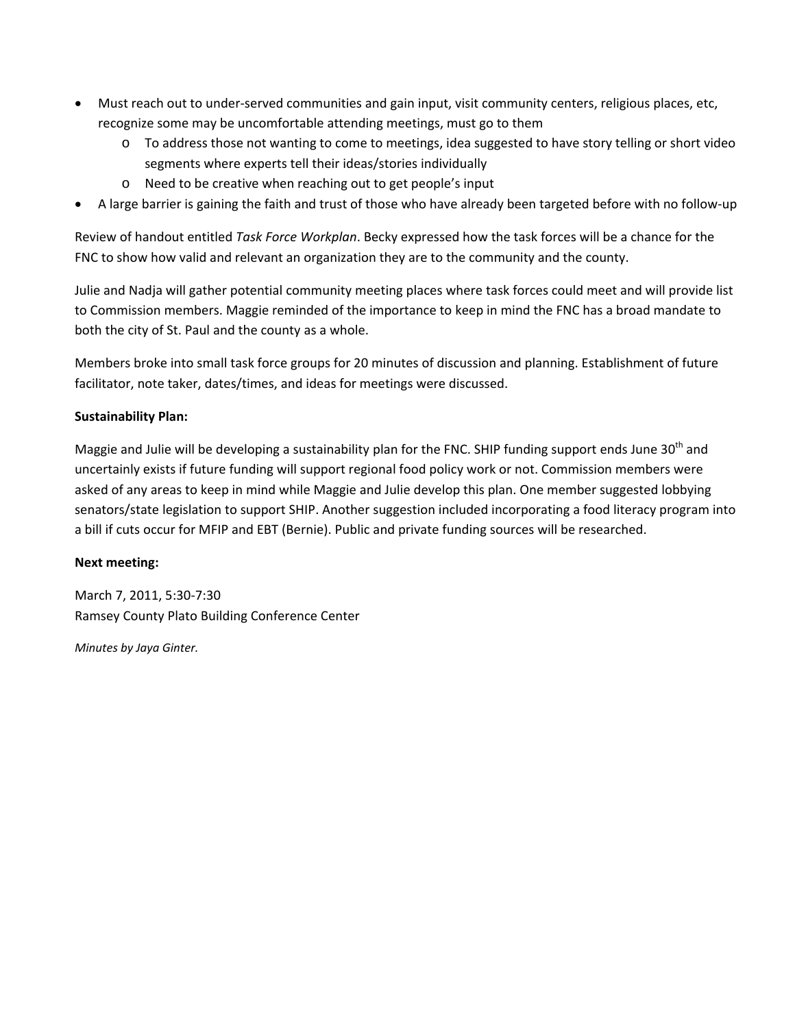- Must reach out to under-served communities and gain input, visit community centers, religious places, etc, recognize some may be uncomfortable attending meetings, must go to them
  - To address those not wanting to come to meetings, idea suggested to have story telling or short video segments where experts tell their ideas/stories individually
  - Need to be creative when reaching out to get people's input
- A large barrier is gaining the faith and trust of those who have already been targeted before with no follow-up

Review of handout entitled *Task Force Workplan*. Becky expressed how the task forces will be a chance for the FNC to show how valid and relevant an organization they are to the community and the county.

Julie and Nadja will gather potential community meeting places where task forces could meet and will provide list to Commission members. Maggie reminded of the importance to keep in mind the FNC has a broad mandate to both the city of St. Paul and the county as a whole.

Members broke into small task force groups for 20 minutes of discussion and planning. Establishment of future facilitator, note taker, dates/times, and ideas for meetings were discussed.

**Sustainability Plan:**

Maggie and Julie will be developing a sustainability plan for the FNC. SHIP funding support ends June 30th and uncertainly exists if future funding will support regional food policy work or not. Commission members were asked of any areas to keep in mind while Maggie and Julie develop this plan. One member suggested lobbying senators/state legislation to support SHIP. Another suggestion included incorporating a food literacy program into a bill if cuts occur for MFIP and EBT (Bernie). Public and private funding sources will be researched.

**Next meeting:**

March 7, 2011, 5:30-7:30
Ramsey County Plato Building Conference Center

*Minutes by Jaya Ginter.*